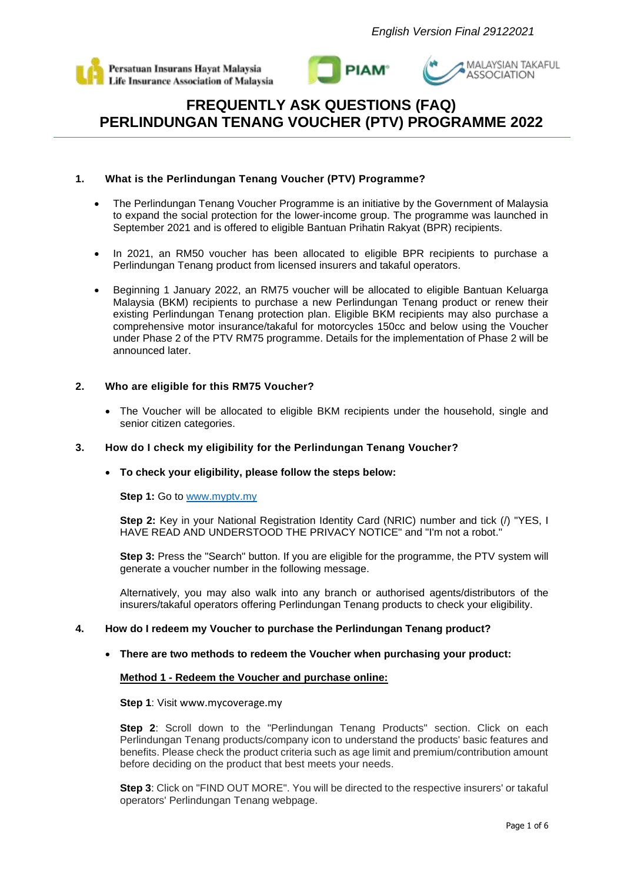*English Version Final 29122021*

Persatuan Insurans Hayat Malaysia
Life Insurance Association of Malaysia

PIAM

MALAYSIAN TAKAFUL ASSOCIATION

# FREQUENTLY ASK QUESTIONS (FAQ) PERLINDUNGAN TENANG VOUCHER (PTV) PROGRAMME 2022

## 1. What is the Perlindungan Tenang Voucher (PTV) Programme?

- The Perlindungan Tenang Voucher Programme is an initiative by the Government of Malaysia to expand the social protection for the lower-income group. The programme was launched in September 2021 and is offered to eligible Bantuan Prihatin Rakyat (BPR) recipients.
- In 2021, an RM50 voucher has been allocated to eligible BPR recipients to purchase a Perlindungan Tenang product from licensed insurers and takaful operators.
- Beginning 1 January 2022, an RM75 voucher will be allocated to eligible Bantuan Keluarga Malaysia (BKM) recipients to purchase a new Perlindungan Tenang product or renew their existing Perlindungan Tenang protection plan. Eligible BKM recipients may also purchase a comprehensive motor insurance/takaful for motorcycles 150cc and below using the Voucher under Phase 2 of the PTV RM75 programme. Details for the implementation of Phase 2 will be announced later.

## 2. Who are eligible for this RM75 Voucher?

- The Voucher will be allocated to eligible BKM recipients under the household, single and senior citizen categories.

## 3. How do I check my eligibility for the Perlindungan Tenang Voucher?

- **To check your eligibility, please follow the steps below:**

  **Step 1:** Go to www.myptv.my

  **Step 2:** Key in your National Registration Identity Card (NRIC) number and tick (/) "YES, I HAVE READ AND UNDERSTOOD THE PRIVACY NOTICE" and "I'm not a robot."

  **Step 3:** Press the "Search" button. If you are eligible for the programme, the PTV system will generate a voucher number in the following message.

  Alternatively, you may also walk into any branch or authorised agents/distributors of the insurers/takaful operators offering Perlindungan Tenang products to check your eligibility.

## 4. How do I redeem my Voucher to purchase the Perlindungan Tenang product?

- **There are two methods to redeem the Voucher when purchasing your product:**

  **Method 1 - Redeem the Voucher and purchase online:**

  **Step 1**: Visit www.mycoverage.my

  **Step 2**: Scroll down to the "Perlindungan Tenang Products" section. Click on each Perlindungan Tenang products/company icon to understand the products' basic features and benefits. Please check the product criteria such as age limit and premium/contribution amount before deciding on the product that best meets your needs.

  **Step 3**: Click on "FIND OUT MORE". You will be directed to the respective insurers' or takaful operators' Perlindungan Tenang webpage.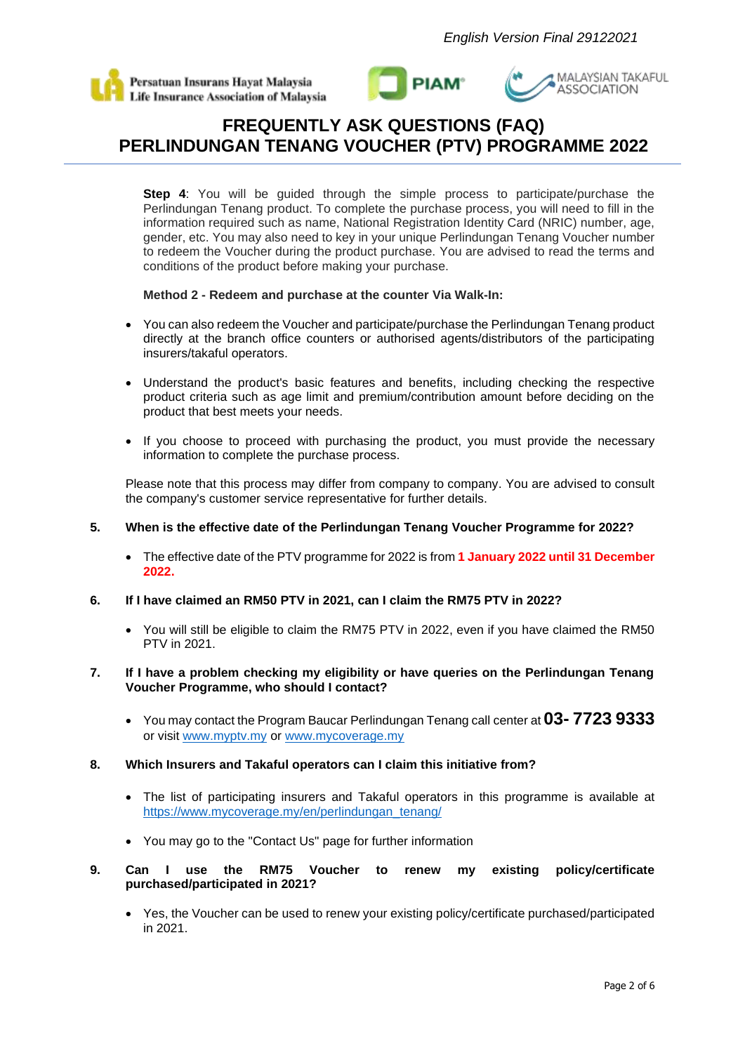**Step 4**: You will be guided through the simple process to participate/purchase the Perlindungan Tenang product. To complete the purchase process, you will need to fill in the information required such as name, National Registration Identity Card (NRIC) number, age, gender, etc. You may also need to key in your unique Perlindungan Tenang Voucher number to redeem the Voucher during the product purchase. You are advised to read the terms and conditions of the product before making your purchase.

**Method 2 - Redeem and purchase at the counter Via Walk-In:**

- You can also redeem the Voucher and participate/purchase the Perlindungan Tenang product directly at the branch office counters or authorised agents/distributors of the participating insurers/takaful operators.
- Understand the product's basic features and benefits, including checking the respective product criteria such as age limit and premium/contribution amount before deciding on the product that best meets your needs.
- If you choose to proceed with purchasing the product, you must provide the necessary information to complete the purchase process.

Please note that this process may differ from company to company. You are advised to consult the company's customer service representative for further details.

**5. When is the effective date of the Perlindungan Tenang Voucher Programme for 2022?**

- The effective date of the PTV programme for 2022 is from **1 January 2022 until 31 December 2022.**

**6. If I have claimed an RM50 PTV in 2021, can I claim the RM75 PTV in 2022?**

- You will still be eligible to claim the RM75 PTV in 2022, even if you have claimed the RM50 PTV in 2021.

**7. If I have a problem checking my eligibility or have queries on the Perlindungan Tenang Voucher Programme, who should I contact?**

- You may contact the Program Baucar Perlindungan Tenang call center at **03- 7723 9333** or visit www.myptv.my or www.mycoverage.my

**8. Which Insurers and Takaful operators can I claim this initiative from?**

- The list of participating insurers and Takaful operators in this programme is available at https://www.mycoverage.my/en/perlindungan_tenang/
- You may go to the "Contact Us" page for further information

**9. Can I use the RM75 Voucher to renew my existing policy/certificate purchased/participated in 2021?**

- Yes, the Voucher can be used to renew your existing policy/certificate purchased/participated in 2021.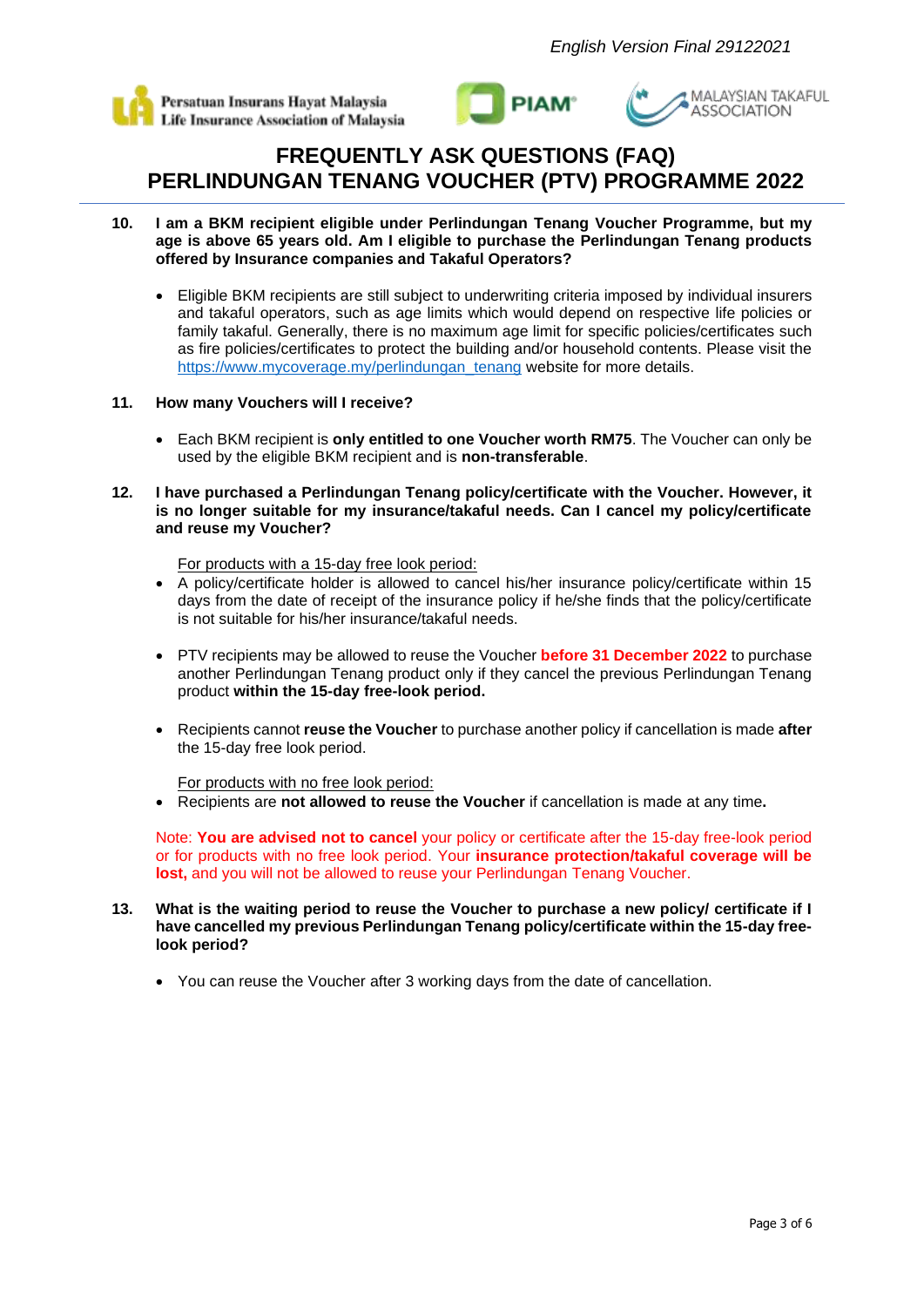# FREQUENTLY ASK QUESTIONS (FAQ) PERLINDUNGAN TENANG VOUCHER (PTV) PROGRAMME 2022

**10. I am a BKM recipient eligible under Perlindungan Tenang Voucher Programme, but my age is above 65 years old. Am I eligible to purchase the Perlindungan Tenang products offered by Insurance companies and Takaful Operators?**

- Eligible BKM recipients are still subject to underwriting criteria imposed by individual insurers and takaful operators, such as age limits which would depend on respective life policies or family takaful. Generally, there is no maximum age limit for specific policies/certificates such as fire policies/certificates to protect the building and/or household contents. Please visit the https://www.mycoverage.my/perlindungan_tenang website for more details.

**11. How many Vouchers will I receive?**

- Each BKM recipient is **only entitled to one Voucher worth RM75**. The Voucher can only be used by the eligible BKM recipient and is **non-transferable**.

**12. I have purchased a Perlindungan Tenang policy/certificate with the Voucher. However, it is no longer suitable for my insurance/takaful needs. Can I cancel my policy/certificate and reuse my Voucher?**

For products with a 15-day free look period:

- A policy/certificate holder is allowed to cancel his/her insurance policy/certificate within 15 days from the date of receipt of the insurance policy if he/she finds that the policy/certificate is not suitable for his/her insurance/takaful needs.
- PTV recipients may be allowed to reuse the Voucher **before 31 December 2022** to purchase another Perlindungan Tenang product only if they cancel the previous Perlindungan Tenang product **within the 15-day free-look period.**
- Recipients cannot **reuse the Voucher** to purchase another policy if cancellation is made **after** the 15-day free look period.

For products with no free look period:

- Recipients are **not allowed to reuse the Voucher** if cancellation is made at any time**.**

Note: **You are advised not to cancel** your policy or certificate after the 15-day free-look period or for products with no free look period. Your **insurance protection/takaful coverage will be lost,** and you will not be allowed to reuse your Perlindungan Tenang Voucher.

**13. What is the waiting period to reuse the Voucher to purchase a new policy/ certificate if I have cancelled my previous Perlindungan Tenang policy/certificate within the 15-day free-look period?**

- You can reuse the Voucher after 3 working days from the date of cancellation.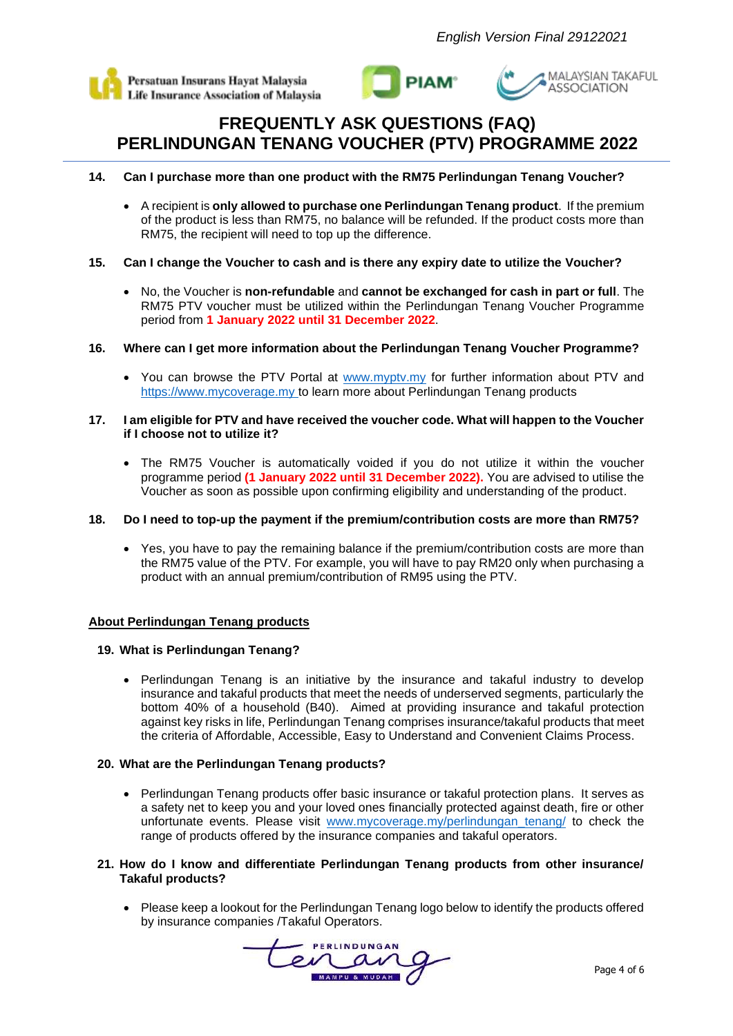English Version Final 29122021

# FREQUENTLY ASK QUESTIONS (FAQ)
# PERLINDUNGAN TENANG VOUCHER (PTV) PROGRAMME 2022

**14. Can I purchase more than one product with the RM75 Perlindungan Tenang Voucher?**

- A recipient is **only allowed to purchase one Perlindungan Tenang product**. If the premium of the product is less than RM75, no balance will be refunded. If the product costs more than RM75, the recipient will need to top up the difference.

**15. Can I change the Voucher to cash and is there any expiry date to utilize the Voucher?**

- No, the Voucher is **non-refundable** and **cannot be exchanged for cash in part or full**. The RM75 PTV voucher must be utilized within the Perlindungan Tenang Voucher Programme period from **1 January 2022 until 31 December 2022**.

**16. Where can I get more information about the Perlindungan Tenang Voucher Programme?**

- You can browse the PTV Portal at www.myptv.my for further information about PTV and https://www.mycoverage.my to learn more about Perlindungan Tenang products

**17. I am eligible for PTV and have received the voucher code. What will happen to the Voucher if I choose not to utilize it?**

- The RM75 Voucher is automatically voided if you do not utilize it within the voucher programme period **(1 January 2022 until 31 December 2022).** You are advised to utilise the Voucher as soon as possible upon confirming eligibility and understanding of the product.

**18. Do I need to top-up the payment if the premium/contribution costs are more than RM75?**

- Yes, you have to pay the remaining balance if the premium/contribution costs are more than the RM75 value of the PTV. For example, you will have to pay RM20 only when purchasing a product with an annual premium/contribution of RM95 using the PTV.

## About Perlindungan Tenang products

**19. What is Perlindungan Tenang?**

- Perlindungan Tenang is an initiative by the insurance and takaful industry to develop insurance and takaful products that meet the needs of underserved segments, particularly the bottom 40% of a household (B40). Aimed at providing insurance and takaful protection against key risks in life, Perlindungan Tenang comprises insurance/takaful products that meet the criteria of Affordable, Accessible, Easy to Understand and Convenient Claims Process.

**20. What are the Perlindungan Tenang products?**

- Perlindungan Tenang products offer basic insurance or takaful protection plans. It serves as a safety net to keep you and your loved ones financially protected against death, fire or other unfortunate events. Please visit www.mycoverage.my/perlindungan_tenang/ to check the range of products offered by the insurance companies and takaful operators.

**21. How do I know and differentiate Perlindungan Tenang products from other insurance/ Takaful products?**

- Please keep a lookout for the Perlindungan Tenang logo below to identify the products offered by insurance companies /Takaful Operators.

PERLINDUNGAN Tenang MAMPU & MUDAH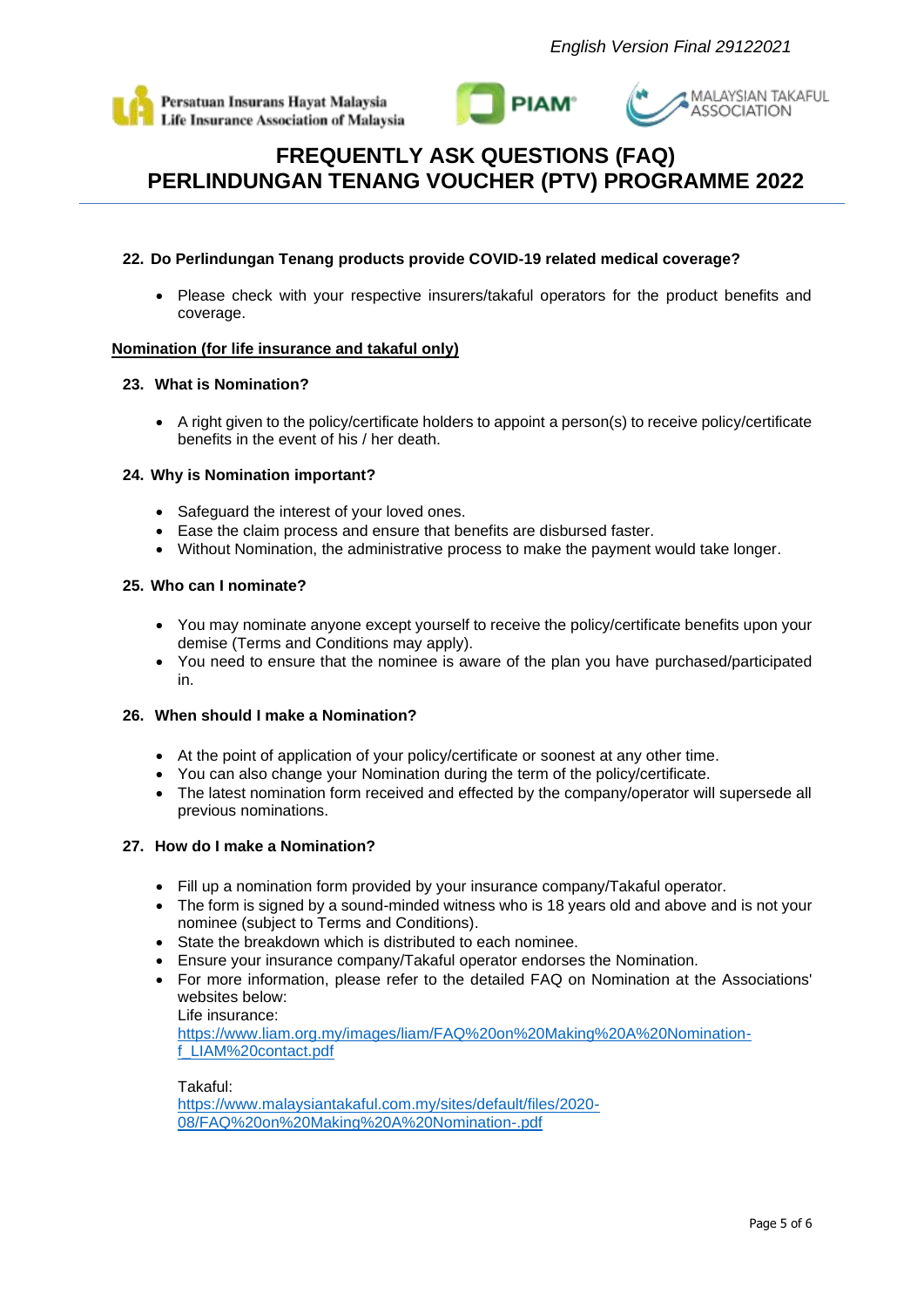#### 22. Do Perlindungan Tenang products provide COVID-19 related medical coverage?

- Please check with your respective insurers/takaful operators for the product benefits and coverage.

## Nomination (for life insurance and takaful only)

#### 23. What is Nomination?

- A right given to the policy/certificate holders to appoint a person(s) to receive policy/certificate benefits in the event of his / her death.

#### 24. Why is Nomination important?

- Safeguard the interest of your loved ones.
- Ease the claim process and ensure that benefits are disbursed faster.
- Without Nomination, the administrative process to make the payment would take longer.

#### 25. Who can I nominate?

- You may nominate anyone except yourself to receive the policy/certificate benefits upon your demise (Terms and Conditions may apply).
- You need to ensure that the nominee is aware of the plan you have purchased/participated in.

#### 26. When should I make a Nomination?

- At the point of application of your policy/certificate or soonest at any other time.
- You can also change your Nomination during the term of the policy/certificate.
- The latest nomination form received and effected by the company/operator will supersede all previous nominations.

#### 27. How do I make a Nomination?

- Fill up a nomination form provided by your insurance company/Takaful operator.
- The form is signed by a sound-minded witness who is 18 years old and above and is not your nominee (subject to Terms and Conditions).
- State the breakdown which is distributed to each nominee.
- Ensure your insurance company/Takaful operator endorses the Nomination.
- For more information, please refer to the detailed FAQ on Nomination at the Associations' websites below:

  Life insurance:
  https://www.liam.org.my/images/liam/FAQ%20on%20Making%20A%20Nomination-f_LIAM%20contact.pdf

  Takaful:
  https://www.malaysiantakaful.com.my/sites/default/files/2020-08/FAQ%20on%20Making%20A%20Nomination-.pdf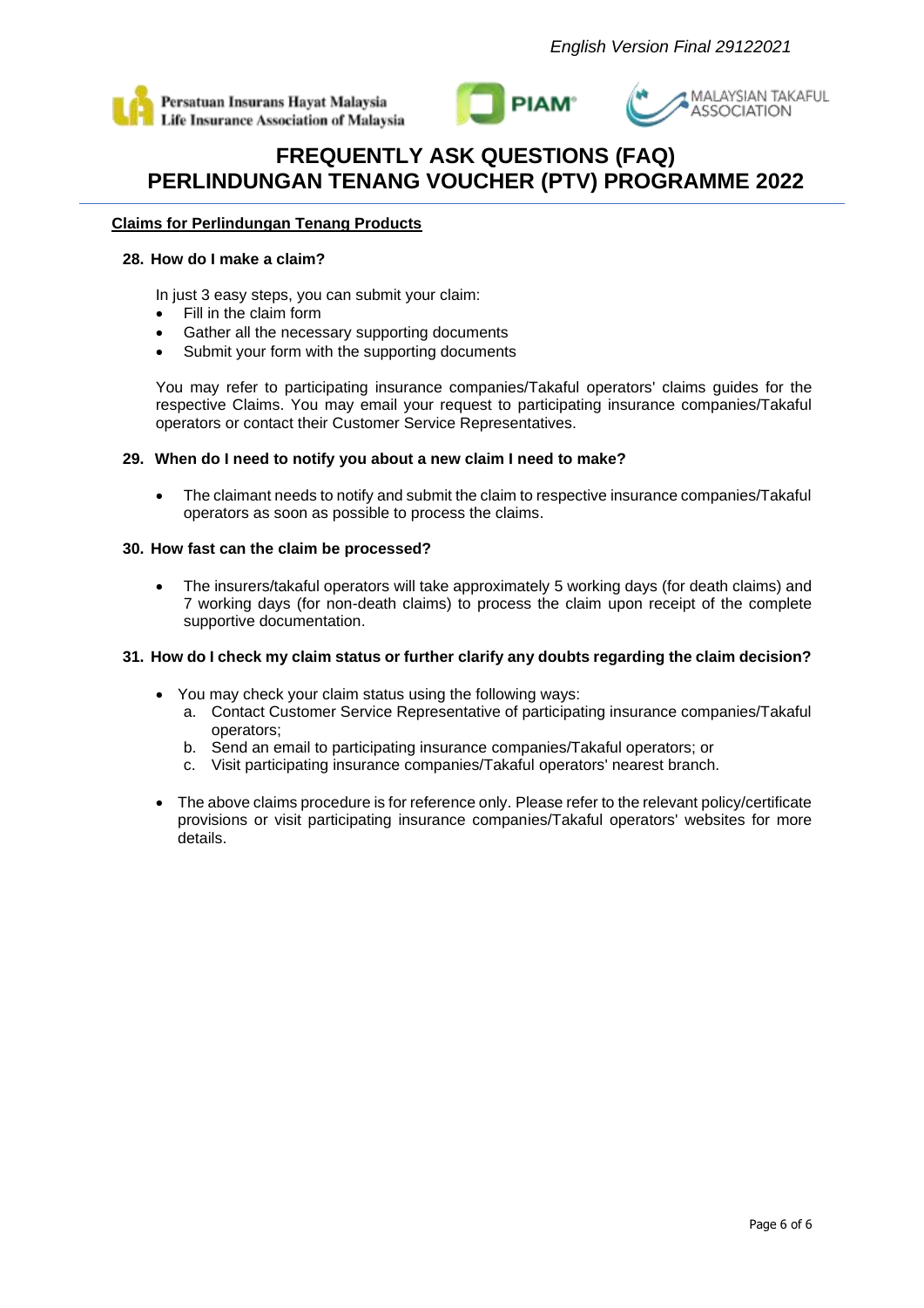# FREQUENTLY ASK QUESTIONS (FAQ) PERLINDUNGAN TENANG VOUCHER (PTV) PROGRAMME 2022

**Claims for Perlindungan Tenang Products**

**28. How do I make a claim?**

In just 3 easy steps, you can submit your claim:

- Fill in the claim form
- Gather all the necessary supporting documents
- Submit your form with the supporting documents

You may refer to participating insurance companies/Takaful operators' claims guides for the respective Claims. You may email your request to participating insurance companies/Takaful operators or contact their Customer Service Representatives.

**29. When do I need to notify you about a new claim I need to make?**

- The claimant needs to notify and submit the claim to respective insurance companies/Takaful operators as soon as possible to process the claims.

**30. How fast can the claim be processed?**

- The insurers/takaful operators will take approximately 5 working days (for death claims) and 7 working days (for non-death claims) to process the claim upon receipt of the complete supportive documentation.

**31. How do I check my claim status or further clarify any doubts regarding the claim decision?**

- You may check your claim status using the following ways:
  a. Contact Customer Service Representative of participating insurance companies/Takaful operators;
  b. Send an email to participating insurance companies/Takaful operators; or
  c. Visit participating insurance companies/Takaful operators' nearest branch.

- The above claims procedure is for reference only. Please refer to the relevant policy/certificate provisions or visit participating insurance companies/Takaful operators' websites for more details.